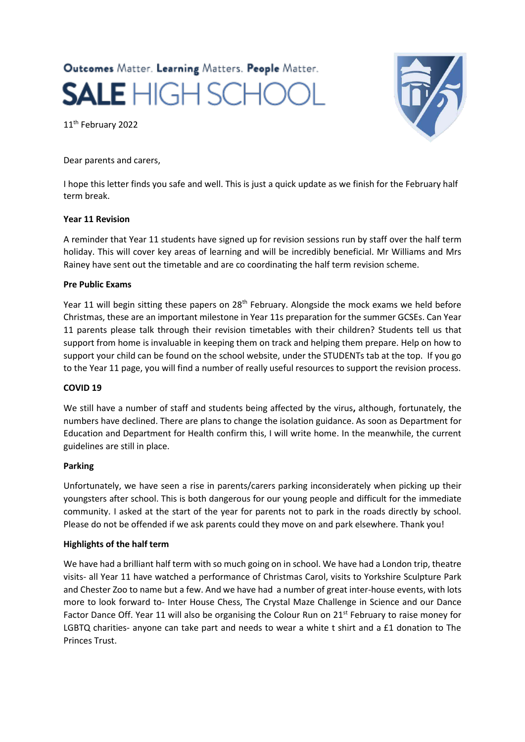Outcomes Matter. Learning Matters. People Matter.

# SALE HIGH SCHOOL

11th February 2022

Dear parents and carers,

I hope this letter finds you safe and well. This is just a quick update as we finish for the February half term break.

**Year 11 Revision**

A reminder that Year 11 students have signed up for revision sessions run by staff over the half term holiday. This will cover key areas of learning and will be incredibly beneficial. Mr Williams and Mrs Rainey have sent out the timetable and are co coordinating the half term revision scheme.

**Pre Public Exams**

Year 11 will begin sitting these papers on 28th February. Alongside the mock exams we held before Christmas, these are an important milestone in Year 11s preparation for the summer GCSEs. Can Year 11 parents please talk through their revision timetables with their children? Students tell us that support from home is invaluable in keeping them on track and helping them prepare. Help on how to support your child can be found on the school website, under the STUDENTs tab at the top. If you go to the Year 11 page, you will find a number of really useful resources to support the revision process.

**COVID 19**

We still have a number of staff and students being affected by the virus**,** although, fortunately, the numbers have declined. There are plans to change the isolation guidance. As soon as Department for Education and Department for Health confirm this, I will write home. In the meanwhile, the current guidelines are still in place.

**Parking**

Unfortunately, we have seen a rise in parents/carers parking inconsiderately when picking up their youngsters after school. This is both dangerous for our young people and difficult for the immediate community. I asked at the start of the year for parents not to park in the roads directly by school. Please do not be offended if we ask parents could they move on and park elsewhere. Thank you!

**Highlights of the half term**

We have had a brilliant half term with so much going on in school. We have had a London trip, theatre visits- all Year 11 have watched a performance of Christmas Carol, visits to Yorkshire Sculpture Park and Chester Zoo to name but a few. And we have had a number of great inter-house events, with lots more to look forward to- Inter House Chess, The Crystal Maze Challenge in Science and our Dance Factor Dance Off. Year 11 will also be organising the Colour Run on 21st February to raise money for LGBTQ charities- anyone can take part and needs to wear a white t shirt and a £1 donation to The Princes Trust.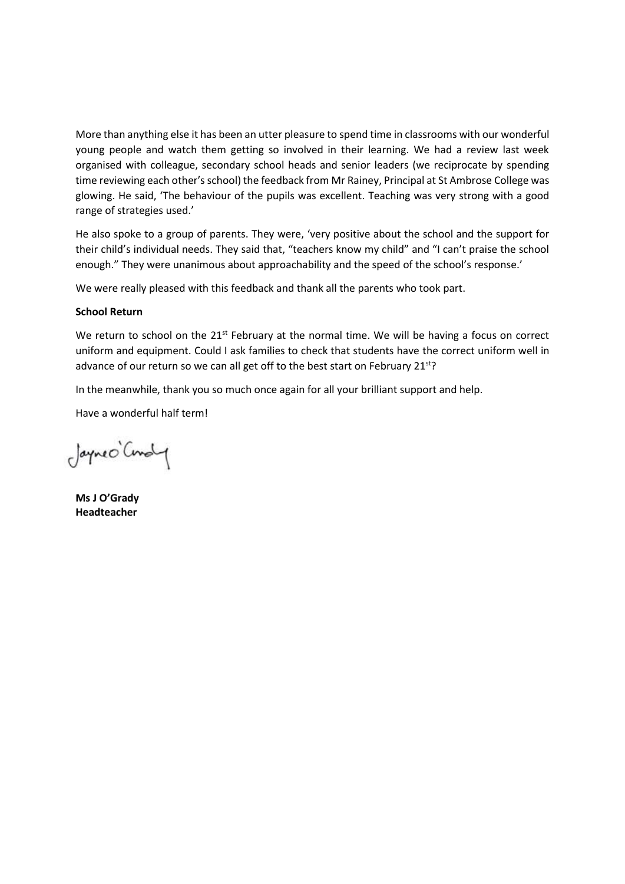More than anything else it has been an utter pleasure to spend time in classrooms with our wonderful young people and watch them getting so involved in their learning. We had a review last week organised with colleague, secondary school heads and senior leaders (we reciprocate by spending time reviewing each other's school) the feedback from Mr Rainey, Principal at St Ambrose College was glowing. He said, 'The behaviour of the pupils was excellent. Teaching was very strong with a good range of strategies used.'

He also spoke to a group of parents. They were, 'very positive about the school and the support for their child's individual needs. They said that, "teachers know my child" and "I can't praise the school enough." They were unanimous about approachability and the speed of the school's response.'

We were really pleased with this feedback and thank all the parents who took part.

**School Return**

We return to school on the 21st February at the normal time. We will be having a focus on correct uniform and equipment. Could I ask families to check that students have the correct uniform well in advance of our return so we can all get off to the best start on February 21st?

In the meanwhile, thank you so much once again for all your brilliant support and help.

Have a wonderful half term!

Jayne O'Grady

**Ms J O'Grady**
**Headteacher**